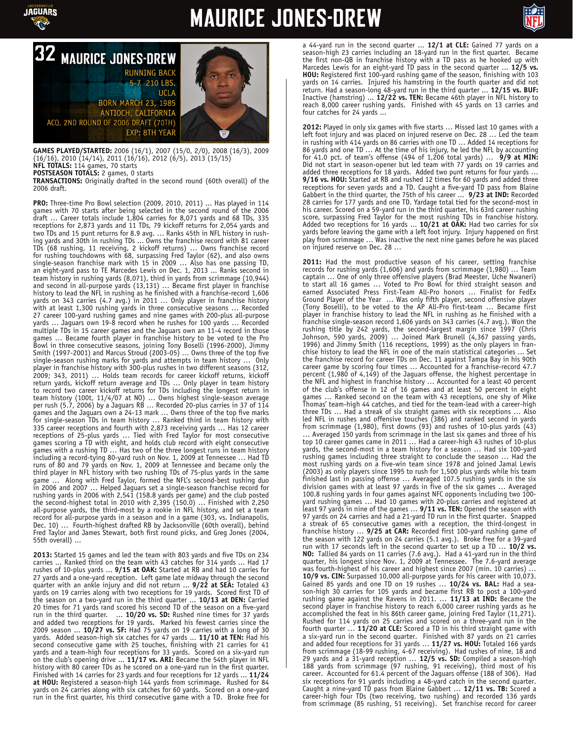# MAURICE JONES-DREW

## 32 MAURICE JONES-DREW

RUNNING BACK
5-7 210 LBS.
UCLA
BORN MARCH 23, 1985
ANTIOCH, CALIFORNIA
ACQ. 2ND ROUND OF 2006 DRAFT (70TH)
EXP: 8TH YEAR

**GAMES PLAYED/STARTED:** 2006 (16/1), 2007 (15/0, 2/0), 2008 (16/3), 2009 (16/16), 2010 (14/14), 2011 (16/16), 2012 (6/5), 2013 (15/15)
**NFL TOTALS:** 114 games, 70 starts
**POSTSEASON TOTALS:** 2 games, 0 starts
**TRANSACTIONS:** Originally drafted in the second round (60th overall) of the 2006 draft.

**PRO:** Three-time Pro Bowl selection (2009, 2010, 2011) ... Has played in 114 games with 70 starts after being selected in the second round of the 2006 draft … Career totals include 1,804 carries for 8,071 yards and 68 TDs, 335 receptions for 2,873 yards and 11 TDs, 79 kickoff returns for 2,054 yards and two TDs and 15 punt returns for 8.9 avg. … Ranks 45th in NFL history in rushing yards and 30th in rushing TDs ... Owns the franchise record with 81 career TDs (68 rushing, 11 receiving, 2 kickoff returns) … Owns franchise record for rushing touchdowns with 68, surpassing Fred Taylor (62), and also owns single-season franchise mark with 15 in 2009 … Also has one passing TD, an eight-yard pass to TE Marcedes Lewis on Dec. 1, 2013 ... Ranks second in team history in rushing yards (8,071), third in yards from scrimmage (10,944) and second in all-purpose yards (13,131) … Became first player in franchise history to lead the NFL in rushing as he finished with a franchise-record 1,606 yards on 343 carries (4.7 avg.) in 2011 … Only player in franchise history with at least 1,300 rushing yards in three consecutive seasons … Recorded 27 career 100-yard rushing games and nine games with 200-plus all-purpose yards … Jaguars own 19-8 record when he rushes for 100 yards … Recorded multiple TDs in 15 career games and the Jaguars own an 11-4 record in those games … Became fourth player in franchise history to be voted to the Pro Bowl in three consecutive seasons, joining Tony Boselli (1996-2000), Jimmy Smith (1997-2001) and Marcus Stroud (2003-05) … Owns three of the top five single-season rushing marks for yards and attempts in team history … Only player in franchise history with 300-plus rushes in two different seasons (312, 2009; 343, 2011) … Holds team records for career kickoff returns, kickoff return yards, kickoff return average and TDs … Only player in team history to record two career kickoff returns for TDs including the longest return in team history (100t, 11/4/07 at NO) … Owns highest single-season average per rush (5.7, 2006) by a Jaguars RB … Recorded 20-plus carries in 37 of 114 games and the Jaguars own a 24-13 mark … Owns three of the top five marks for single-season TDs in team history … Ranked third in team history with 335 career receptions and fourth with 2,873 receiving yards … Has 12 career receptions of 25-plus yards … Tied with Fred Taylor for most consecutive games scoring a TD with eight, and holds club record with eight consecutive games with a rushing TD … Has two of the three longest runs in team history including a record-tying 80-yard rush on Nov. 1, 2009 at Tennessee … Had TD runs of 80 and 79 yards on Nov. 1, 2009 at Tennessee and became only the third player in NFL history with two rushing TDs of 75-plus yards in the same game … Along with Fred Taylor, formed the NFL's second-best rushing duo in 2006 and 2007 … Helped Jaguars set a single-season franchise record for rushing yards in 2006 with 2,541 (158.8 yards per game) and the club posted the second-highest total in 2010 with 2,395 (150.0) … Finished with 2,250 all-purpose yards, the third-most by a rookie in NFL history, and set a team record for all-purpose yards in a season and in a game (303, vs. Indianapolis, Dec. 10) … Fourth-highest drafted RB by Jacksonville (60th overall), behind Fred Taylor and James Stewart, both first round picks, and Greg Jones (2004, 55th overall) …

**2013:** Started 15 games and led the team with 803 yards and five TDs on 234 carries ... Ranked third on the team with 43 catches for 314 yards ... Had 17 rushes of 10-plus yards ... **9/15 at OAK:** Started at RB and had 10 carries for 27 yards and a one-yard reception. Left game late midway through the second quarter with an ankle injury and did not return ... **9/22 at SEA:** Totaled 43 yards on 19 carries along with two receptions for 19 yards. Scored first TD of the season on a two-yard run in the third quarter ... **10/13 at DEN:** Carried 20 times for 71 yards rand scored his second TD of the season on a five-yard run in the third quarter. ... **10/20 vs. SD:** Rushed nine times for 37 yards and added two receptions for 19 yards. Marked his fewest carries since the 2009 season ... **10/27 vs. SF:** Had 75 yards on 19 carries with a long of 30 yards. Added season-high six catches for 47 yards ... **11/10 at TEN:** Had his second consecutive game with 25 touches, finishing with 21 carries for 41 yards and a team-high four receptions for 33 yards. Scored on a six-yard run on the club's opening drive ... **11/17 vs. ARI:** Became the 54th player in NFL history with 80 career TDs as he scored on a one-yard run in the first quarter. Finished with 14 carries for 23 yards and four receptions for 12 yards ... **11/24 at HOU:** Registered a season-high 144 yards from scrimmage. Rushed for 84 yards on 24 carries along with six catches for 60 yards. Scored on a one-yard run in the first quarter, his third consecutive game with a TD. Broke free for a 44-yard run in the second quarter ... **12/1 at CLE:** Gained 77 yards on a season-high 23 carries including an 18-yard run in the first quarter. Became the first non-QB in franchise history with a TD pass as he hooked up with Marcedes Lewis for an eight-yard TD pass in the second quarter ... **12/5 vs. HOU:** Registered first 100-yard rushing game of the season, finishing with 103 yards on 14 carries. Injured his hamstring in the fourth quarter and did not return. Had a season-long 48-yard run in the third quarter ... **12/15 vs. BUF:** Inactive (hamstring) ... **12/22 vs. TEN:** Became 46th player in NFL history to reach 8,000 career rushing yards. Finished with 45 yards on 13 carries and four catches for 24 yards ...

**2012:** Played in only six games with five starts … Missed last 10 games with a left foot injury and was placed on injured reserve on Dec. 28 … Led the team in rushing with 414 yards on 86 carries with one TD … Added 14 receptions for 86 yards and one TD … At the time of his injury, he led the NFL by accounting for 41.0 pct. of team's offense (494 of 1,206 total yards) … **9/9 at MIN:** Did not start in season-opener but led team with 77 yards on 19 carries and added three receptions for 18 yards. Added two punt returns for four yards … **9/16 vs. HOU:** Started at RB and rushed 12 times for 60 yards and added three receptions for seven yards and a TD. Caught a five-yard TD pass from Blaine Gabbert in the third quarter, the 75th of his career … **9/23 at IND:** Recorded 28 carries for 177 yards and one TD. Yardage total tied for the second-most in his career. Scored on a 59-yard run in the third quarter, his 63rd career rushing score, surpassing Fred Taylor for the most rushing TDs in franchise history. Added two receptions for 16 yards … **10/21 at OAK:** Had two carries for six yards before leaving the game with a left foot injury. Injury happened on first play from scrimmage … Was inactive the next nine games before he was placed on injured reserve on Dec. 28 …

**2011:** Had the most productive season of his career, setting franchise records for rushing yards (1,606) and yards from scrimmage (1,980) … Team captain … One of only three offensive players (Brad Meester, Uche Nwaneri) to start all 16 games … Voted to Pro Bowl for third straight season and earned Associated Press First-Team All-Pro honors … Finalist for FedEx Ground Player of the Year … Was only fifth player, second offensive player (Tony Boselli), to be voted to the AP All-Pro first-team … Became first player in franchise history to lead the NFL in rushing as he finished with a franchise single-season record 1,606 yards on 343 carries (4.7 avg.). Won the rushing title by 242 yards, the second-largest margin since 1997 (Chris Johnson, 590 yards, 2009) … Joined Mark Brunell (4,367 passing yards, 1996) and Jimmy Smith (116 receptions, 1999) as the only players in franchise history to lead the NFL in one of the main statistical categories … Set the franchise record for career TDs on Dec. 11 against Tampa Bay in his 90th career game by scoring four times … Accounted for a franchise-record 47.7 percent (1,980 of 4,149) of the Jaguars offense, the highest percentage in the NFL and highest in franchise history … Accounted for a least 40 percent of the club's offense in 12 of 16 games and at least 50 percent in eight games … Ranked second on the team with 43 receptions, one shy of Mike Thomas' team-high 44 catches, and tied for the team-lead with a career-high three TDs … Had a streak of six straight games with six receptions … Also led NFL in rushes and offensive touches (386) and ranked second in yards from scrimmage (1,980), first downs (93) and rushes of 10-plus yards (43) … Averaged 150 yards from scrimmage in the last six games and three of his top 10 career games came in 2011 … Had a career-high 43 rushes of 10-plus yards, the second-most in a team history for a season … Had six 100-yard rushing games including three straight to conclude the season … Had the most rushing yards on a five-win team since 1978 and joined Jamal Lewis (2003) as only players since 1995 to rush for 1,500 plus yards while his team finished last in passing offense … Averaged 107.5 rushing yards in the six division games with at least 97 yards in five of the six games … Averaged 100.8 rushing yards in four games against NFC opponents including two 100-yard rushing games … Had 10 games with 20-plus carries and registered at least 97 yards in nine of the games … **9/11 vs. TEN:** Opened the season with 97 yards on 24 carries and had a 21-yard TD run in the first quarter. Snapped a streak of 65 consecutive games with a reception, the third-longest in franchise history … **9/25 at CAR:** Recorded first 100-yard rushing game of the season with 122 yards on 24 carries (5.1 avg.). Broke free for a 39-yard run with 17 seconds left in the second quarter to set up a TD … **10/2 vs. NO:** Tallied 84 yards on 11 carries (7.6 avg.). Had a 41-yard run in the third quarter, his longest since Nov. 1, 2009 at Tennessee. The 7.6-yard average was fourth-highest of his career and highest since 2007 (min. 10 carries) … **10/9 vs. CIN:** Surpassed 10,000 all-purpose yards for his career with 10,073. Gained 85 yards and one TD on 19 rushes … **10/24 vs. BAL:** Had a season-high 30 carries for 105 yards and became first RB to post a 100-yard rushing game against the Ravens in 2011. … **11/13 at IND:** Became the second player in franchise history to reach 6,000 career rushing yards as he accomplished the feat in his 86th career game, joining Fred Taylor (11,271). Rushed for 114 yards on 25 carries and scored on a three-yard run in the fourth quarter … **11/20 at CLE:** Scored a TD in his third straight game with a six-yard run in the second quarter. Finished with 87 yards on 21 carries and added four receptions for 31 yards … **11/27 vs. HOU:** Totaled 166 yards from scrimmage (18-99 rushing, 4-67 receiving). Had rushes of nine, 18 and 29 yards and a 31-yard reception … **12/5 vs. SD:** Compiled a season-high 188 yards from scrimmage (97 rushing, 91 receiving), third most of his career. Accounted for 61.4 percent of the Jaguars offense (188 of 306). Had six receptions for 91 yards including a 48-yard catch in the second quarter. Caught a nine-yard TD pass from Blaine Gabbert … **12/11 vs. TB:** Scored a career-high four TDs (two receiving, two rushing) and recorded 136 yards from scrimmage (85 rushing, 51 receiving). Set franchise record for career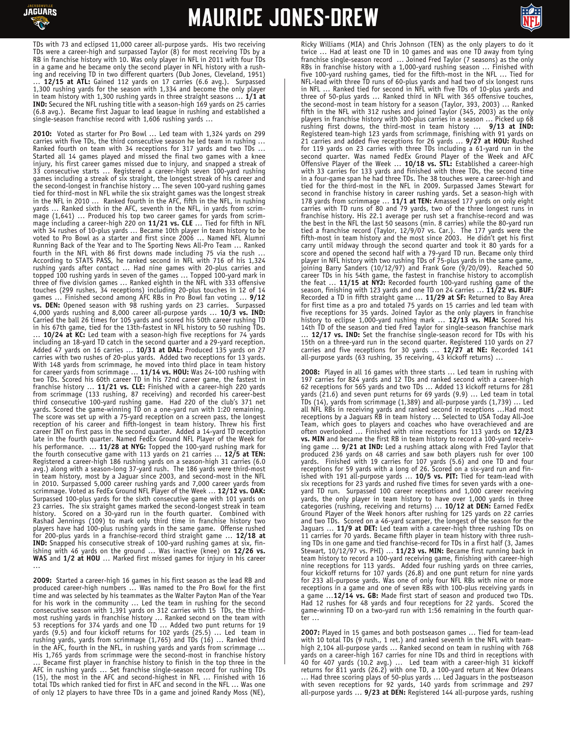TDs with 73 and eclipsed 11,000 career all-purpose yards. His two receiving TDs were a career-high and surpassed Taylor (8) for most receiving TDs by a RB in franchise history with 10. Was only player in NFL in 2011 with four TDs in a game and he became only the second player in NFL history with a rushing and receiving TD in two different quarters (Dub Jones, Cleveland, 1951) … **12/15 at ATL:** Gained 112 yards on 17 carries (6.6 avg.). Surpassed 1,300 rushing yards for the season with 1,334 and become the only player in team history with 1,300 rushing yards in three straight seasons … **1/1 at IND:** Secured the NFL rushing title with a season-high 169 yards on 25 carries (6.8 avg.). Became first Jaguar to lead league in rushing and established a single-season franchise record with 1,606 rushing yards …

**2010:** Voted as starter for Pro Bowl … Led team with 1,324 yards on 299 carries with five TDs, the third consecutive season he led team in rushing … Ranked fourth on team with 34 receptions for 317 yards and two TDs … Started all 14 games played and missed the final two games with a knee injury, his first career games missed due to injury, and snapped a streak of 33 consecutive starts … Registered a career-high seven 100-yard rushing games including a streak of six straight, the longest streak of his career and the second-longest in franchise history … The seven 100-yard rushing games tied for third-most in NFL while the six straight games was the longest streak in the NFL in 2010 … Ranked fourth in the AFC, fifth in the NFL, in rushing yards … Ranked sixth in the AFC, seventh in the NFL, in yards from scrimmage (1,641) … Produced his top two career games for yards from scrimmage including a career-high 220 on **11/21 vs. CLE** … Tied for fifth in NFL with 34 rushes of 10-plus yards … Became 10th player in team history to be voted to Pro Bowl as a starter and first since 2006 … Named NFL Alumni Running Back of the Year and to The Sporting News All-Pro Team … Ranked fourth in the NFL with 86 first downs made including 75 via the rush … According to STATS PASS, he ranked second in NFL with 716 of his 1,324 rushing yards after contact … Had nine games with 20-plus carries and topped 100 rushing yards in seven of the games … Topped 100-yard mark in three of five division games … Ranked eighth in the NFL with 333 offensive touches (299 rushes, 34 receptions) including 20-plus touches in 12 of 14 games … Finished second among AFC RBs in Pro Bowl fan voting … **9/12 vs. DEN:** Opened season with 98 rushing yards on 23 carries. Surpassed 4,000 rushing yards and 8,000 career all-purpose yards … **10/3 vs. IND:** Carried the ball 26 times for 105 yards and scored his 50th career rushing TD in his 67th game, tied for the 13th-fastest in NFL history to 50 rushing TDs. … **10/24 at KC:** Led team with a season-high five receptions for 74 yards including an 18-yard TD catch in the second quarter and a 29-yard reception. Added 47 yards on 16 carries … **10/31 at DAL:** Produced 135 yards on 27 carries with two rushes of 20-plus yards. Added two receptions for 13 yards. With 148 yards from scrimmage, he moved into third place in team history for career yards from scrimmage … **11/14 vs. HOU:** Was 24-100 rushing with two TDs. Scored his 60th career TD in his 72nd career game, the fastest in franchise history … **11/21 vs. CLE:** Finished with a career-high 220 yards from scrimmage (133 rushing, 87 receiving) and recorded his career-best third consecutive 100-yard rushing game. Had 220 of the club's 371 net yards. Scored the game-winning TD on a one-yard run with 1:20 remaining. The score was set up with a 75-yard reception on a screen pass, the longest reception of his career and fifth-longest in team history. Threw his first career INT on first pass in the second quarter. Added a 14-yard TD reception late in the fourth quarter. Named FedEx Ground NFL Player of the Week for his performance. … **11/28 at NYG:** Topped the 100-yard rushing mark for the fourth consecutive game with 113 yards on 21 carries … **12/5 at TEN:** Registered a career-high 186 rushing yards on a season-high 31 carries (6.0 avg.) along with a season-long 37-yard rush. The 186 yards were third-most in team history, most by a Jaguar since 2003, and second-most in the NFL in 2010. Surpassed 5,000 career rushing yards and 7,000 career yards from scrimmage. Voted as FedEx Ground NFL Player of the Week … **12/12 vs. OAK:** Surpassed 100-plus yards for the sixth consecutive game with 101 yards on 23 carries. The six straight games marked the second-longest streak in team history. Scored on a 30-yard run in the fourth quarter. Combined with Rashad Jennings (109) to mark only third time in franchise history two players have had 100-plus rushing yards in the same game. Offense rushed for 200-plus yards in a franchise-record third straight game … **12/18 at IND:** Snapped his consecutive streak of 100-yard rushing games at six, finishing with 46 yards on the ground … Was inactive (knee) on **12/26 vs. WAS** and **1/2 at HOU** … Marked first missed games for injury in his career …

**2009:** Started a career-high 16 games in his first season as the lead RB and produced career-high numbers … Was named to the Pro Bowl for the first time and was selected by his teammates as the Walter Payton Man of the Year for his work in the community … Led the team in rushing for the second consecutive season with 1,391 yards on 312 carries with 15 TDs, the third-most rushing yards in franchise history … Ranked second on the team with 53 receptions for 374 yards and one TD … Added two punt returns for 19 yards (9.5) and four kickoff returns for 102 yards (25.5) … Led team in rushing yards, yards from scrimmage (1,765) and TDs (16) … Ranked third in the AFC, fourth in the NFL, in rushing yards and yards from scrimmage … His 1,765 yards from scrimmage were the second-most in franchise history … Became first player in franchise history to finish in the top three in the AFC in rushing yards … Set franchise single-season record for rushing TDs (15), the most in the AFC and second-highest in NFL … Finished with 16 total TDs which ranked tied for first in AFC and second in the NFL … Was one of only 12 players to have three TDs in a game and joined Randy Moss (NE), Ricky Williams (MIA) and Chris Johnson (TEN) as the only players to do it twice … Had at least one TD in 10 games and was one TD away from tying franchise single-season record … Joined Fred Taylor (7 seasons) as the only RBs in franchise history with a 1,000-yard rushing season … Finished with five 100-yard rushing games, tied for the fifth-most in the NFL … Tied for NFL-lead with three TD runs of 60-plus yards and had two of six longest runs in NFL … Ranked tied for second in NFL with five TDs of 10-plus yards and three of 50-plus yards … Ranked third in NFL with 365 offensive touches, the second-most in team history for a season (Taylor, 393, 2003) … Ranked fifth in the NFL with 312 rushes and joined Taylor (345, 2003) as the only players in franchise history with 300-plus carries in a season … Picked up 68 rushing first downs, the third-most in team history … **9/13 at IND:** Registered team-high 123 yards from scrimmage, finishing with 91 yards on 21 carries and added five receptions for 26 yards … **9/27 at HOU:** Rushed for 119 yards on 23 carries with three TDs including a 61-yard run in the second quarter. Was named FedEx Ground Player of the Week and AFC Offensive Player of the Week … **10/18 vs. STL:** Established a career-high with 33 carries for 133 yards and finished with three TDs, the second time in a four-game span he had three TDs. The 38 touches were a career-high and tied for the third-most in the NFL in 2009. Surpassed James Stewart for second in franchise history in career rushing yards. Set a season-high with 178 yards from scrimmage … **11/1 at TEN:** Amassed 177 yards on only eight carries with TD runs of 80 and 79 yards, two of the three longest runs in franchise history. His 22.1 average per rush set a franchise-record and was the best in the NFL the last 50 seasons (min. 8 carries) while the 80-yard run tied a franchise record (Taylor, 12/9/07 vs. Car.). The 177 yards were the fifth-most in team history and the most since 2003. He didn't get his first carry until midway through the second quarter and took it 80 yards for a score and opened the second half with a 79-yard TD run. Became only third player in NFL history with two rushing TDs of 75-plus yards in the same game, joining Barry Sanders (10/12/97) and Frank Gore (9/20/09). Reached 50 career TDs in his 54th game, the fastest in franchise history to accomplish the feat … **11/15 at NYJ:** Recorded fourth 100-yard rushing game of the season, finishing with 123 yards and one TD on 24 carries … **11/22 vs. BUF:** Recorded a TD in fifth straight game … **11/29 at SF:** Returned to Bay Area for first time as a pro and totaled 75 yards on 15 carries and led team with five receptions for 35 yards. Joined Taylor as the only players in franchise history to eclipse 1,000-yard rushing mark … **12/13 vs. MIA:** Scored his 14th TD of the season and tied Fred Taylor for single-season franchise mark … **12/17 vs. IND:** Set the franchise single-season record for TDs with his 15th on a three-yard run in the second quarter. Registered 110 yards on 27 carries and five receptions for 30 yards … **12/27 at NE:** Recorded 141 all-purpose yards (63 rushing, 35 receiving, 43 kickoff returns) …

**2008:** Played in all 16 games with three starts … Led team in rushing with 197 carries for 824 yards and 12 TDs and ranked second with a career-high 62 receptions for 565 yards and two TDs … Added 13 kickoff returns for 281 yards (21.6) and seven punt returns for 69 yards (9.9) … Led team in total TDs (14), yards from scrimmage (1,389) and all-purpose yards (1,739) … Led all NFL RBs in receiving yards and ranked second in receptions …Had most receptions by a Jaguars RB in team history … Selected to USA Today All-Joe Team, which goes to players and coaches who have overachieved and are often overlooked … Finished with nine receptions for 113 yards on **12/23 vs. MIN** and became the first RB in team history to record a 100-yard receiving game … **9/21 at IND:** Led a rushing attack along with Fred Taylor that produced 236 yards on 48 carries and saw both players rush for over 100 yards. Finished with 19 carries for 107 yards (5.6) and one TD and four receptions for 59 yards with a long of 26. Scored on a six-yard run and finished with 191 all-purpose yards … **10/5 vs. PIT:** Tied for team-lead with six receptions for 23 yards and rushed five times for seven yards with a one-yard TD run. Surpassed 100 career receptions and 1,000 career receiving yards, the only player in team history to have over 1,000 yards in three categories (rushing, receiving and returns) … **10/12 at DEN:** Earned FedEx Ground Player of the Week honors after rushing for 125 yards on 22 carries and two TDs. Scored on a 46-yard scamper, the longest of the season for the Jaguars … **11/9 at DET:** Led team with a career-high three rushing TDs on 11 carries for 70 yards. Became fifth player in team history with three rushing TDs in one game and tied franchise-record for TDs in a first half (3, James Stewart, 10/12/97 vs. PHI) … **11/23 vs. MIN:** Became first running back in team history to record a 100-yard receiving game, finishing with career-high nine receptions for 113 yards. Added four rushing yards on three carries, four kickoff returns for 107 yards (26.8) and one punt return for nine yards for 233 all-purpose yards. Was one of only four NFL RBs with nine or more receptions in a game and one of seven RBs with 100-plus receiving yards in a game …**12/14 vs. GB:** Made first start of season and produced two TDs. Had 12 rushes for 48 yards and four receptions for 22 yards. Scored the game-winning TD on a two-yard run with 1:56 remaining in the fourth quarter …

**2007:** Played in 15 games and both postseason games … Tied for team-lead with 10 total TDs (9 rush., 1 ret.) and ranked seventh in the NFL with team-high 2,104 all-purpose yards … Ranked second on team in rushing with 768 yards on a career-high 167 carries for nine TDs and third in receptions with 40 for 407 yards (10.2 avg.) … Led team with a career-high 31 kickoff returns for 811 yards (26.2) with one TD, a 100-yard return at New Orleans … Had three scoring plays of 50-plus yards … Led Jaguars in the postseason with seven receptions for 92 yards, 140 yards from scrimmage and 297 all-purpose yards … **9/23 at DEN:** Registered 144 all-purpose yards, rushing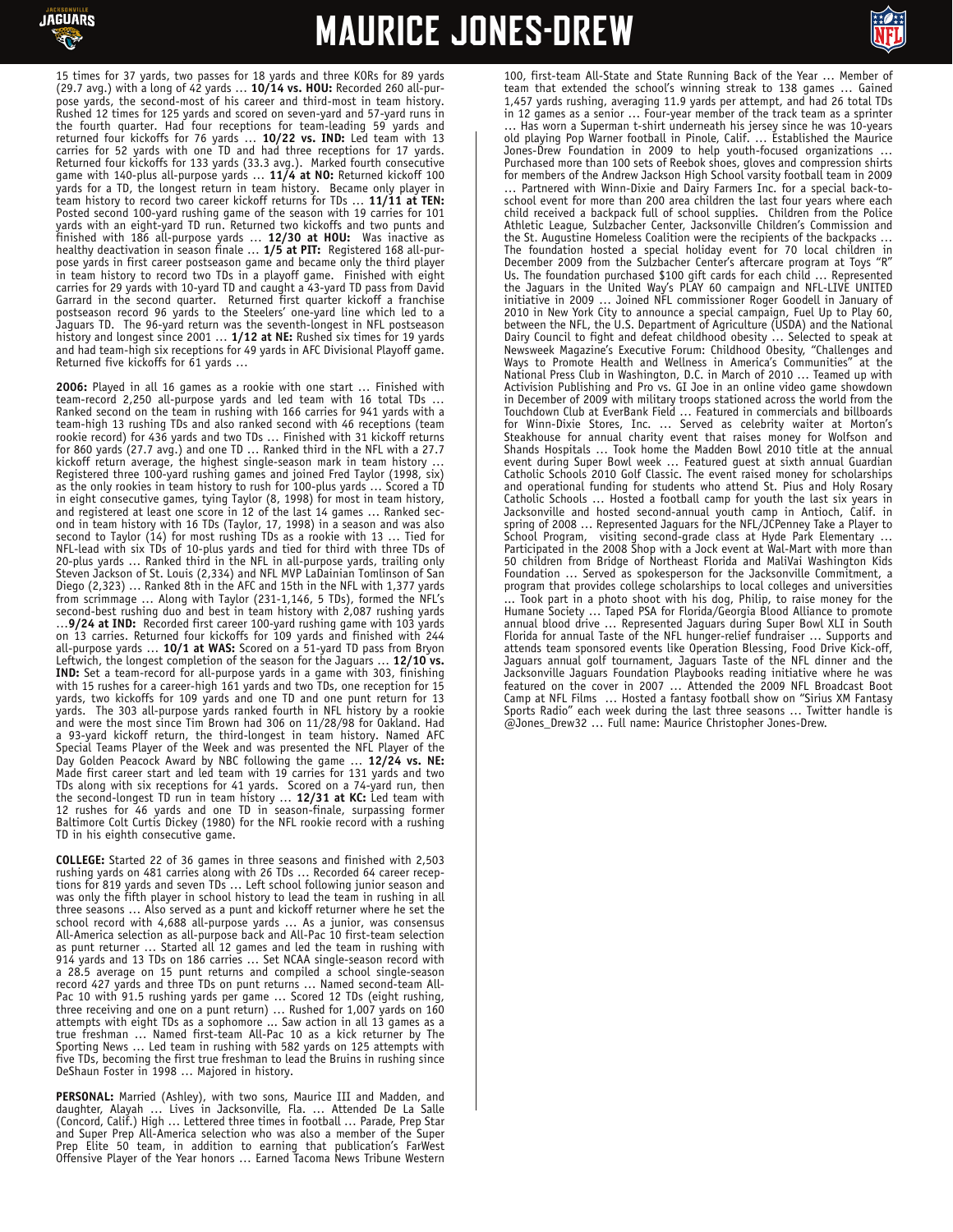15 times for 37 yards, two passes for 18 yards and three KORs for 89 yards (29.7 avg.) with a long of 42 yards … **10/14 vs. HOU:** Recorded 260 all-purpose yards, the second-most of his career and third-most in team history. Rushed 12 times for 125 yards and scored on seven-yard and 57-yard runs in the fourth quarter. Had four receptions for team-leading 59 yards and returned four kickoffs for 76 yards … **10/22 vs. IND:** Led team with 13 carries for 52 yards with one TD and had three receptions for 17 yards. Returned four kickoffs for 133 yards (33.3 avg.). Marked fourth consecutive game with 140-plus all-purpose yards … **11/4 at NO:** Returned kickoff 100 yards for a TD, the longest return in team history. Became only player in team history to record two career kickoff returns for TDs … **11/11 at TEN:** Posted second 100-yard rushing game of the season with 19 carries for 101 yards with an eight-yard TD run. Returned two kickoffs and two punts and finished with 186 all-purpose yards … **12/30 at HOU:** Was inactive as healthy deactivation in season finale … **1/5 at PIT:** Registered 168 all-purpose yards in first career postseason game and became only the third player in team history to record two TDs in a playoff game. Finished with eight carries for 29 yards with 10-yard TD and caught a 43-yard TD pass from David Garrard in the second quarter. Returned first quarter kickoff a franchise postseason record 96 yards to the Steelers' one-yard line which led to a Jaguars TD. The 96-yard return was the seventh-longest in NFL postseason history and longest since 2001 … **1/12 at NE:** Rushed six times for 19 yards and had team-high six receptions for 49 yards in AFC Divisional Playoff game. Returned five kickoffs for 61 yards …

**2006:** Played in all 16 games as a rookie with one start … Finished with team-record 2,250 all-purpose yards and led team with 16 total TDs … Ranked second on the team in rushing with 166 carries for 941 yards with a team-high 13 rushing TDs and also ranked second with 46 receptions (team rookie record) for 436 yards and two TDs … Finished with 31 kickoff returns for 860 yards (27.7 avg.) and one TD … Ranked third in the NFL with a 27.7 kickoff return average, the highest single-season mark in team history … Registered three 100-yard rushing games and joined Fred Taylor (1998, six) as the only rookies in team history to rush for 100-plus yards … Scored a TD in eight consecutive games, tying Taylor (8, 1998) for most in team history, and registered at least one score in 12 of the last 14 games … Ranked second in team history with 16 TDs (Taylor, 17, 1998) in a season and was also second to Taylor (14) for most rushing TDs as a rookie with 13 … Tied for NFL-lead with six TDs of 10-plus yards and tied for third with three TDs of 20-plus yards … Ranked third in the NFL in all-purpose yards, trailing only Steven Jackson of St. Louis (2,334) and NFL MVP LaDainian Tomlinson of San Diego (2,323) … Ranked 8th in the AFC and 15th in the NFL with 1,377 yards from scrimmage … Along with Taylor (231-1,146, 5 TDs), formed the NFL's second-best rushing duo and best in team history with 2,087 rushing yards …**9/24 at IND:** Recorded first career 100-yard rushing game with 103 yards on 13 carries. Returned four kickoffs for 109 yards and finished with 244 all-purpose yards … **10/1 at WAS:** Scored on a 51-yard TD pass from Bryon Leftwich, the longest completion of the season for the Jaguars … **12/10 vs. IND:** Set a team-record for all-purpose yards in a game with 303, finishing with 15 rushes for a career-high 161 yards and two TDs, one reception for 15 yards, two kickoffs for 109 yards and one TD and one punt return for 13 yards. The 303 all-purpose yards ranked fourth in NFL history by a rookie and were the most since Tim Brown had 306 on 11/28/98 for Oakland. Had a 93-yard kickoff return, the third-longest in team history. Named AFC Special Teams Player of the Week and was presented the NFL Player of the Day Golden Peacock Award by NBC following the game … **12/24 vs. NE:** Made first career start and led team with 19 carries for 131 yards and two TDs along with six receptions for 41 yards. Scored on a 74-yard run, then the second-longest TD run in team history … **12/31 at KC:** Led team with 12 rushes for 46 yards and one TD in season-finale, surpassing former Baltimore Colt Curtis Dickey (1980) for the NFL rookie record with a rushing TD in his eighth consecutive game.

**COLLEGE:** Started 22 of 36 games in three seasons and finished with 2,503 rushing yards on 481 carries along with 26 TDs … Recorded 64 career receptions for 819 yards and seven TDs … Left school following junior season and was only the fifth player in school history to lead the team in rushing in all three seasons … Also served as a punt and kickoff returner where he set the school record with 4,688 all-purpose yards … As a junior, was consensus All-America selection as all-purpose back and All-Pac 10 first-team selection as punt returner … Started all 12 games and led the team in rushing with 914 yards and 13 TDs on 186 carries … Set NCAA single-season record with a 28.5 average on 15 punt returns and compiled a school single-season record 427 yards and three TDs on punt returns … Named second-team All-Pac 10 with 91.5 rushing yards per game … Scored 12 TDs (eight rushing, three receiving and one on a punt return) … Rushed for 1,007 yards on 160 attempts with eight TDs as a sophomore … Saw action in all 13 games as a true freshman … Named first-team All-Pac 10 as a kick returner by The Sporting News … Led team in rushing with 582 yards on 125 attempts with five TDs, becoming the first true freshman to lead the Bruins in rushing since DeShaun Foster in 1998 … Majored in history.

**PERSONAL:** Married (Ashley), with two sons, Maurice III and Madden, and daughter, Alayah … Lives in Jacksonville, Fla. … Attended De La Salle (Concord, Calif.) High … Lettered three times in football … Parade, Prep Star and Super Prep All-America selection who was also a member of the Super Prep Elite 50 team, in addition to earning that publication's FarWest Offensive Player of the Year honors … Earned Tacoma News Tribune Western 100, first-team All-State and State Running Back of the Year … Member of team that extended the school's winning streak to 138 games … Gained 1,457 yards rushing, averaging 11.9 yards per attempt, and had 26 total TDs in 12 games as a senior … Four-year member of the track team as a sprinter … Has worn a Superman t-shirt underneath his jersey since he was 10-years old playing Pop Warner football in Pinole, Calif. … Established the Maurice Jones-Drew Foundation in 2009 to help youth-focused organizations … Purchased more than 100 sets of Reebok shoes, gloves and compression shirts for members of the Andrew Jackson High School varsity football team in 2009 … Partnered with Winn-Dixie and Dairy Farmers Inc. for a special back-to-school event for more than 200 area children the last four years where each child received a backpack full of school supplies. Children from the Police Athletic League, Sulzbacher Center, Jacksonville Children's Commission and the St. Augustine Homeless Coalition were the recipients of the backpacks … The foundation hosted a special holiday event for 70 local children in December 2009 from the Sulzbacher Center's aftercare program at Toys "R" Us. The foundation purchased $100 gift cards for each child … Represented the Jaguars in the United Way's PLAY 60 campaign and NFL-LIVE UNITED initiative in 2009 … Joined NFL commissioner Roger Goodell in January of 2010 in New York City to announce a special campaign, Fuel Up to Play 60, between the NFL, the U.S. Department of Agriculture (USDA) and the National Dairy Council to fight and defeat childhood obesity … Selected to speak at Newsweek Magazine's Executive Forum: Childhood Obesity, "Challenges and Ways to Promote Health and Wellness in America's Communities" at the National Press Club in Washington, D.C. in March of 2010 … Teamed up with Activision Publishing and Pro vs. GI Joe in an online video game showdown in December of 2009 with military troops stationed across the world from the Touchdown Club at EverBank Field … Featured in commercials and billboards for Winn-Dixie Stores, Inc. … Served as celebrity waiter at Morton's Steakhouse for annual charity event that raises money for Wolfson and Shands Hospitals … Took home the Madden Bowl 2010 title at the annual event during Super Bowl week … Featured guest at sixth annual Guardian Catholic Schools 2010 Golf Classic. The event raised money for scholarships and operational funding for students who attend St. Pius and Holy Rosary Catholic Schools … Hosted a football camp for youth the last six years in Jacksonville and hosted second-annual youth camp in Antioch, Calif. in spring of 2008 … Represented Jaguars for the NFL/JCPenney Take a Player to School Program, visiting second-grade class at Hyde Park Elementary … Participated in the 2008 Shop with a Jock event at Wal-Mart with more than 50 children from Bridge of Northeast Florida and MaliVai Washington Kids Foundation … Served as spokesperson for the Jacksonville Commitment, a program that provides college scholarships to local colleges and universities … Took part in a photo shoot with his dog, Philip, to raise money for the Humane Society … Taped PSA for Florida/Georgia Blood Alliance to promote annual blood drive … Represented Jaguars in South Florida for annual Taste of the NFL hunger-relief fundraiser … Supports and attends team sponsored events like Operation Blessing, Food Drive Kick-off, Jaguars annual golf tournament, Jaguars Taste of the NFL dinner and the Jacksonville Jaguars Foundation Playbooks reading initiative where he was featured on the cover in 2007 … Attended the 2009 NFL Broadcast Boot Camp at NFL Films … Hosted a fantasy football show on "Sirius XM Fantasy Sports Radio" each week during the last three seasons … Twitter handle is @Jones_Drew32 … Full name: Maurice Christopher Jones-Drew.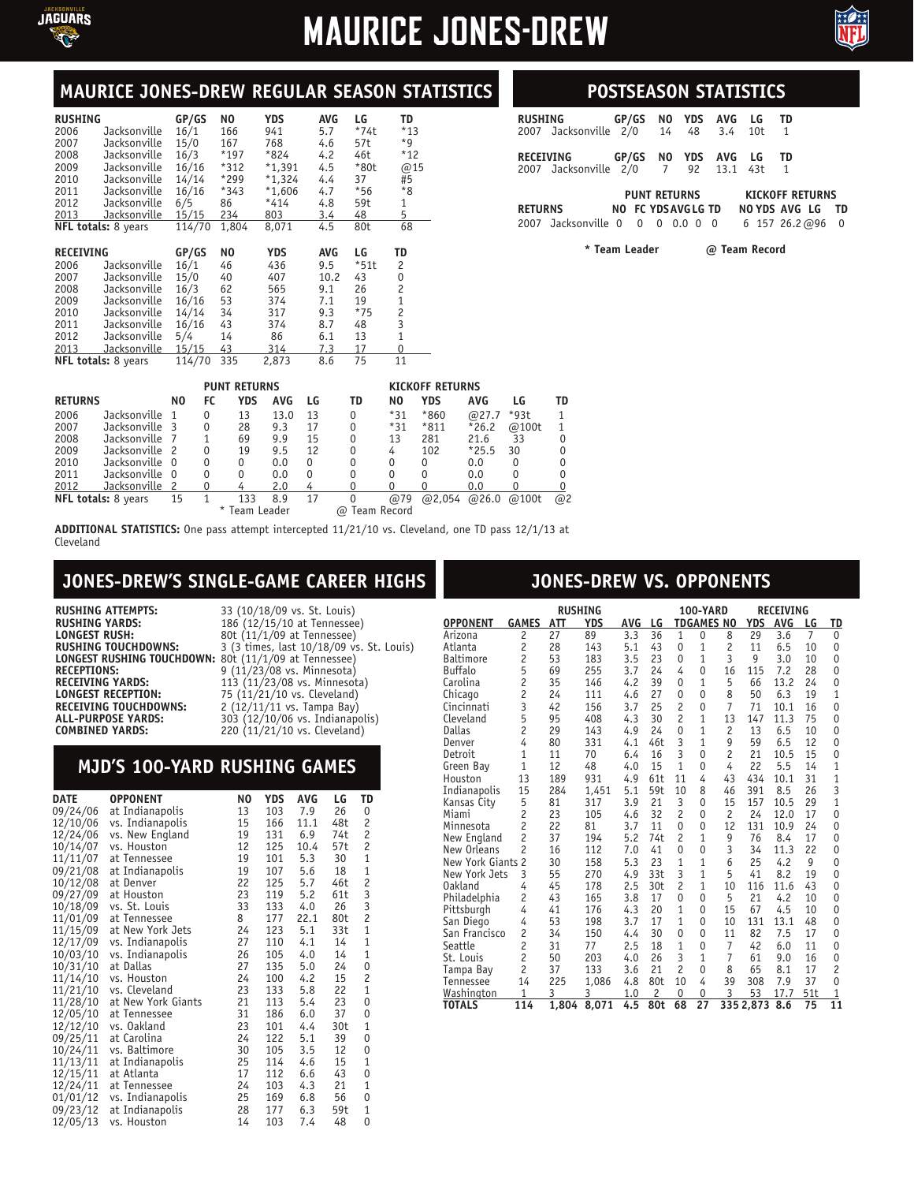# MAURICE JONES-DREW

## MAURICE JONES-DREW REGULAR SEASON STATISTICS

| RUSHING | | GP/GS | NO | YDS | AVG | LG | TD |
|---|---|---|---|---|---|---|---|
| 2006 | Jacksonville | 16/1 | 166 | 941 | 5.7 | *74t | *13 |
| 2007 | Jacksonville | 15/0 | 167 | 768 | 4.6 | 57t | *9 |
| 2008 | Jacksonville | 16/3 | *197 | *824 | 4.2 | 46t | *12 |
| 2009 | Jacksonville | 16/16 | *312 | *1,391 | 4.5 | *80t | @15 |
| 2010 | Jacksonville | 14/14 | *299 | *1,324 | 4.4 | 37 | #5 |
| 2011 | Jacksonville | 16/16 | *343 | *1,606 | 4.7 | *56 | *8 |
| 2012 | Jacksonville | 6/5 | 86 | *414 | 4.8 | 59t | 1 |
| 2013 | Jacksonville | 15/15 | 234 | 803 | 3.4 | 48 | 5 |
| NFL totals: 8 years | | 114/70 | 1,804 | 8,071 | 4.5 | 80t | 68 |

| RECEIVING | | GP/GS | NO | YDS | AVG | LG | TD |
|---|---|---|---|---|---|---|---|
| 2006 | Jacksonville | 16/1 | 46 | 436 | 9.5 | *51t | 2 |
| 2007 | Jacksonville | 15/0 | 40 | 407 | 10.2 | 43 | 0 |
| 2008 | Jacksonville | 16/3 | 62 | 565 | 9.1 | 26 | 2 |
| 2009 | Jacksonville | 16/16 | 53 | 374 | 7.1 | 19 | 1 |
| 2010 | Jacksonville | 14/14 | 34 | 317 | 9.3 | *75 | 2 |
| 2011 | Jacksonville | 16/16 | 43 | 374 | 8.7 | 48 | 3 |
| 2012 | Jacksonville | 5/4 | 14 | 86 | 6.1 | 13 | 1 |
| 2013 | Jacksonville | 15/15 | 43 | 314 | 7.3 | 17 | 0 |
| NFL totals: 8 years | | 114/70 | 335 | 2,873 | 8.6 | 75 | 11 |

| | | PUNT RETURNS | | | | | | KICKOFF RETURNS | | | | |
|---|---|---|---|---|---|---|---|---|---|---|---|---|
| RETURNS | | NO | FC | YDS | AVG | LG | TD | NO | YDS | AVG | LG | TD |
| 2006 | Jacksonville | 1 | 0 | 13 | 13.0 | 13 | 0 | *31 | *860 | @27.7 | *93t | 1 |
| 2007 | Jacksonville | 3 | 0 | 28 | 9.3 | 17 | 0 | *31 | *811 | *26.2 | @100t | 1 |
| 2008 | Jacksonville | 7 | 1 | 69 | 9.9 | 15 | 0 | 13 | 281 | 21.6 | 33 | 0 |
| 2009 | Jacksonville | 2 | 0 | 19 | 9.5 | 12 | 0 | 4 | 102 | *25.5 | 30 | 0 |
| 2010 | Jacksonville | 0 | 0 | 0 | 0.0 | 0 | 0 | 0 | 0 | 0.0 | 0 | 0 |
| 2011 | Jacksonville | 0 | 0 | 0 | 0.0 | 0 | 0 | 0 | 0 | 0.0 | 0 | 0 |
| 2012 | Jacksonville | 2 | 0 | 4 | 2.0 | 4 | 0 | 0 | 0 | 0.0 | 0 | 0 |
| NFL totals: 8 years | | 15 | 1 | 133 | 8.9 | 17 | 0 | @79 | @2,054 | @26.0 | @100t | @2 |

\* Team Leader @ Team Record

**ADDITIONAL STATISTICS:** One pass attempt intercepted 11/21/10 vs. Cleveland, one TD pass 12/1/13 at Cleveland

## POSTSEASON STATISTICS

| RUSHING | | GP/GS | NO | YDS | AVG | LG | TD |
|---|---|---|---|---|---|---|---|
| 2007 | Jacksonville | 2/0 | 14 | 48 | 3.4 | 10t | 1 |

| RECEIVING | | GP/GS | NO | YDS | AVG | LG | TD |
|---|---|---|---|---|---|---|---|
| 2007 | Jacksonville | 2/0 | 7 | 92 | 13.1 | 43t | 1 |

| | | PUNT RETURNS | | | | | | KICKOFF RETURNS | | | | |
|---|---|---|---|---|---|---|---|---|---|---|---|---|
| RETURNS | | NO | FC | YDS | AVG | LG | TD | NO | YDS | AVG | LG | TD |
| 2007 | Jacksonville | 0 | 0 | 0 | 0.0 | 0 | 0 | 6 | 157 | 26.2 | @96 | 0 |

\* Team Leader @ Team Record

## JONES-DREW'S SINGLE-GAME CAREER HIGHS

| | |
|---|---|
| **RUSHING ATTEMPTS:** | 33 (10/18/09 vs. St. Louis) |
| **RUSHING YARDS:** | 186 (12/15/10 at Tennessee) |
| **LONGEST RUSH:** | 80t (11/1/09 at Tennessee) |
| **RUSHING TOUCHDOWNS:** | 3 (3 times, last 10/18/09 vs. St. Louis) |
| **LONGEST RUSHING TOUCHDOWN:** | 80t (11/1/09 at Tennessee) |
| **RECEPTIONS:** | 9 (11/23/08 vs. Minnesota) |
| **RECEIVING YARDS:** | 113 (11/23/08 vs. Minnesota) |
| **LONGEST RECEPTION:** | 75 (11/21/10 vs. Cleveland) |
| **RECEIVING TOUCHDOWNS:** | 2 (12/11/11 vs. Tampa Bay) |
| **ALL-PURPOSE YARDS:** | 303 (12/10/06 vs. Indianapolis) |
| **COMBINED YARDS:** | 220 (11/21/10 vs. Cleveland) |

## MJD'S 100-YARD RUSHING GAMES

| DATE | OPPONENT | NO | YDS | AVG | LG | TD |
|---|---|---|---|---|---|---|
| 09/24/06 | at Indianapolis | 13 | 103 | 7.9 | 26 | 0 |
| 12/10/06 | vs. Indianapolis | 15 | 166 | 11.1 | 48t | 2 |
| 12/24/06 | vs. New England | 19 | 131 | 6.9 | 74t | 2 |
| 10/14/07 | vs. Houston | 12 | 125 | 10.4 | 57t | 2 |
| 11/11/07 | at Tennessee | 19 | 101 | 5.3 | 30 | 1 |
| 09/21/08 | at Indianapolis | 19 | 107 | 5.6 | 18 | 1 |
| 10/12/08 | at Denver | 22 | 125 | 5.7 | 46t | 2 |
| 09/27/09 | at Houston | 23 | 119 | 5.2 | 61t | 3 |
| 10/18/09 | vs. St. Louis | 33 | 133 | 4.0 | 26 | 3 |
| 11/01/09 | at Tennessee | 8 | 177 | 22.1 | 80t | 2 |
| 11/15/09 | at New York Jets | 24 | 123 | 5.1 | 33t | 1 |
| 12/17/09 | vs. Indianapolis | 27 | 110 | 4.1 | 14 | 1 |
| 10/03/10 | vs. Indianapolis | 26 | 105 | 4.0 | 14 | 1 |
| 10/31/10 | at Dallas | 27 | 135 | 5.0 | 24 | 0 |
| 11/14/10 | vs. Houston | 24 | 100 | 4.2 | 15 | 2 |
| 11/21/10 | vs. Cleveland | 23 | 133 | 5.8 | 22 | 1 |
| 11/28/10 | at New York Giants | 21 | 113 | 5.4 | 23 | 0 |
| 12/05/10 | at Tennessee | 31 | 186 | 6.0 | 37 | 0 |
| 12/12/10 | vs. Oakland | 23 | 101 | 4.4 | 30t | 1 |
| 09/25/11 | at Carolina | 24 | 122 | 5.1 | 39 | 0 |
| 10/24/11 | vs. Baltimore | 30 | 105 | 3.5 | 12 | 0 |
| 11/13/11 | at Indianapolis | 25 | 114 | 4.6 | 15 | 1 |
| 12/15/11 | at Atlanta | 17 | 112 | 6.6 | 43 | 0 |
| 12/24/11 | at Tennessee | 24 | 103 | 4.3 | 21 | 1 |
| 01/01/12 | vs. Indianapolis | 25 | 169 | 6.8 | 56 | 0 |
| 09/23/12 | at Indianapolis | 28 | 177 | 6.3 | 59t | 1 |
| 12/05/13 | vs. Houston | 14 | 103 | 7.4 | 48 | 0 |

## JONES-DREW VS. OPPONENTS

| | | RUSHING | | | | | | 100-YARD | RECEIVING | | | | |
|---|---|---|---|---|---|---|---|---|---|---|---|---|---|
| OPPONENT | GAMES | ATT | YDS | AVG | LG | TD | GAMES | NO | YDS | AVG | LG | TD |
| Arizona | 2 | 27 | 89 | 3.3 | 36 | 1 | 0 | 8 | 29 | 3.6 | 7 | 0 |
| Atlanta | 2 | 28 | 143 | 5.1 | 43 | 0 | 1 | 2 | 11 | 6.5 | 10 | 0 |
| Baltimore | 2 | 53 | 183 | 3.5 | 23 | 0 | 1 | 3 | 9 | 3.0 | 10 | 0 |
| Buffalo | 5 | 69 | 255 | 3.7 | 24 | 4 | 0 | 16 | 115 | 7.2 | 28 | 0 |
| Carolina | 2 | 35 | 146 | 4.2 | 39 | 0 | 1 | 5 | 66 | 13.2 | 24 | 0 |
| Chicago | 2 | 24 | 111 | 4.6 | 27 | 0 | 0 | 8 | 50 | 6.3 | 19 | 1 |
| Cincinnati | 3 | 42 | 156 | 3.7 | 25 | 2 | 0 | 7 | 71 | 10.1 | 16 | 0 |
| Cleveland | 5 | 95 | 408 | 4.3 | 30 | 2 | 1 | 13 | 147 | 11.3 | 75 | 0 |
| Dallas | 2 | 29 | 143 | 4.9 | 24 | 0 | 1 | 2 | 13 | 6.5 | 10 | 0 |
| Denver | 4 | 80 | 331 | 4.1 | 46t | 3 | 1 | 9 | 59 | 6.5 | 12 | 0 |
| Detroit | 1 | 11 | 70 | 6.4 | 16 | 3 | 0 | 2 | 21 | 10.5 | 15 | 0 |
| Green Bay | 1 | 12 | 48 | 4.0 | 15 | 1 | 0 | 4 | 22 | 5.5 | 14 | 1 |
| Houston | 13 | 189 | 931 | 4.9 | 61t | 11 | 4 | 43 | 434 | 10.1 | 31 | 1 |
| Indianapolis | 15 | 284 | 1,451 | 5.1 | 59t | 10 | 8 | 46 | 391 | 8.5 | 26 | 3 |
| Kansas City | 5 | 81 | 317 | 3.9 | 21 | 3 | 0 | 15 | 157 | 10.5 | 29 | 1 |
| Miami | 2 | 23 | 105 | 4.6 | 32 | 2 | 0 | 2 | 24 | 12.0 | 17 | 0 |
| Minnesota | 2 | 22 | 81 | 3.7 | 11 | 0 | 0 | 12 | 131 | 10.9 | 24 | 0 |
| New England | 2 | 37 | 194 | 5.2 | 74t | 2 | 1 | 9 | 76 | 8.4 | 17 | 0 |
| New Orleans | 2 | 16 | 112 | 7.0 | 41 | 0 | 0 | 3 | 34 | 11.3 | 22 | 0 |
| New York Giants | 2 | 30 | 158 | 5.3 | 23 | 1 | 1 | 6 | 25 | 4.2 | 9 | 0 |
| New York Jets | 3 | 55 | 270 | 4.9 | 33t | 3 | 1 | 5 | 41 | 8.2 | 19 | 0 |
| Oakland | 4 | 45 | 178 | 2.5 | 30t | 2 | 1 | 10 | 116 | 11.6 | 43 | 0 |
| Philadelphia | 2 | 43 | 165 | 3.8 | 17 | 0 | 0 | 5 | 21 | 4.2 | 10 | 0 |
| Pittsburgh | 4 | 41 | 176 | 4.3 | 20 | 1 | 0 | 15 | 67 | 4.5 | 10 | 0 |
| San Diego | 4 | 53 | 198 | 3.7 | 17 | 1 | 0 | 10 | 131 | 13.1 | 48 | 0 |
| San Francisco | 2 | 34 | 150 | 4.4 | 30 | 0 | 0 | 11 | 82 | 7.5 | 17 | 0 |
| Seattle | 2 | 31 | 77 | 2.5 | 18 | 1 | 0 | 7 | 42 | 6.0 | 11 | 0 |
| St. Louis | 2 | 50 | 203 | 4.0 | 26 | 3 | 1 | 7 | 61 | 9.0 | 16 | 0 |
| Tampa Bay | 2 | 37 | 133 | 3.6 | 21 | 2 | 0 | 8 | 65 | 8.1 | 17 | 2 |
| Tennessee | 14 | 225 | 1,086 | 4.8 | 80t | 10 | 4 | 39 | 308 | 7.9 | 37 | 0 |
| Washington | 1 | 3 | 3 | 1.0 | 2 | 0 | 0 | 3 | 53 | 17.7 | 51t | 1 |
| TOTALS | 114 | 1,804 | 8,071 | 4.5 | 80t | 68 | 27 | 335 | 2,873 | 8.6 | 75 | 11 |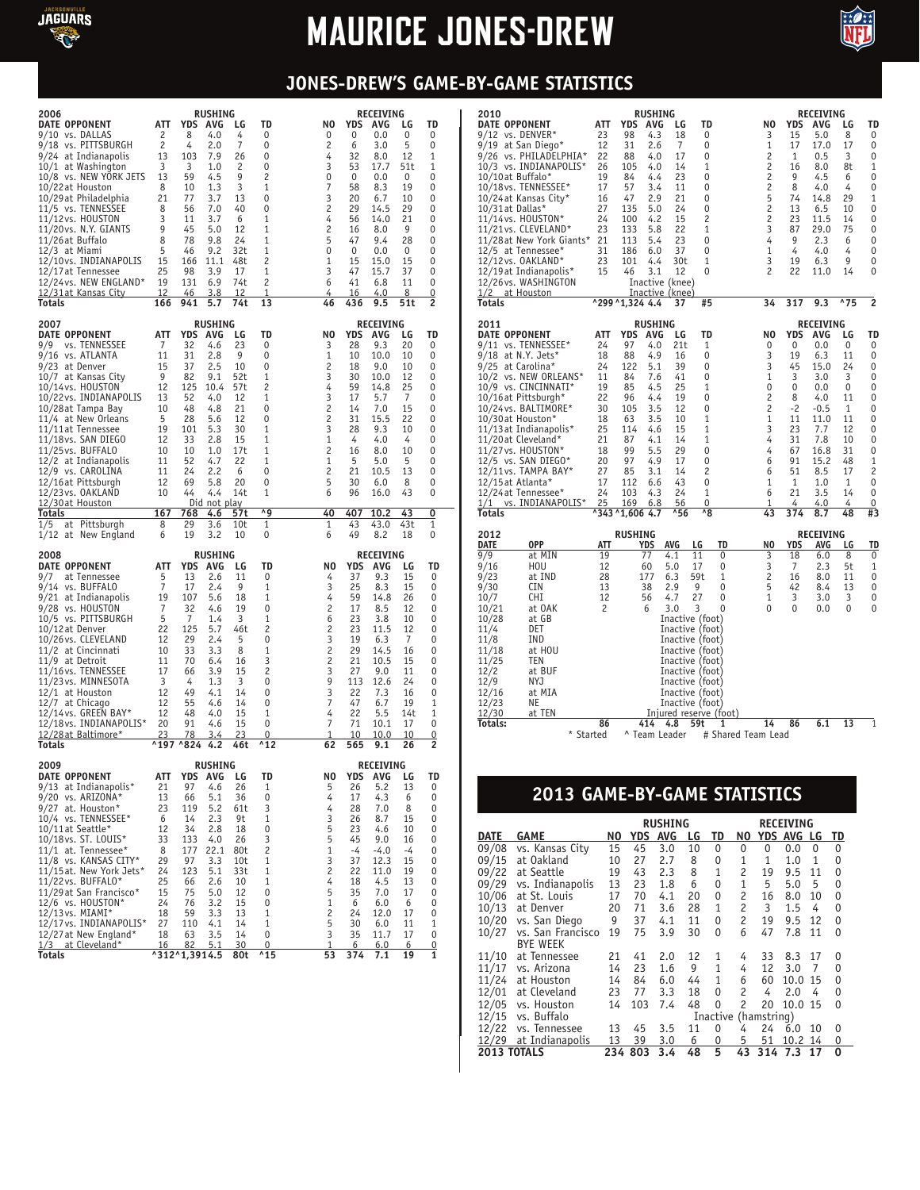# MAURICE JONES-DREW

## JONES-DREW'S GAME-BY-GAME STATISTICS

### 2006

| DATE | OPPONENT | RUSHING ATT | YDS | AVG | LG | TD | RECEIVING NO | YDS | AVG | LG | TD |
|---|---|---|---|---|---|---|---|---|---|---|---|
| 9/10 | vs. DALLAS | 2 | 8 | 4.0 | 4 | 0 | 0 | 0 | 0.0 | 0 | 0 |
| 9/18 | vs. PITTSBURGH | 2 | 4 | 2.0 | 7 | 0 | 2 | 6 | 3.0 | 5 | 0 |
| 9/24 | at Indianapolis | 13 | 103 | 7.9 | 26 | 0 | 4 | 32 | 8.0 | 12 | 1 |
| 10/1 | at Washington | 3 | 3 | 1.0 | 2 | 0 | 3 | 53 | 17.7 | 51t | 1 |
| 10/8 | vs. NEW YORK JETS | 13 | 59 | 4.5 | 9 | 2 | 0 | 0 | 0.0 | 0 | 0 |
| 10/22 | at Houston | 8 | 10 | 1.3 | 3 | 1 | 7 | 58 | 8.3 | 19 | 0 |
| 10/29 | at Philadelphia | 21 | 77 | 3.7 | 13 | 0 | 3 | 20 | 6.7 | 10 | 0 |
| 11/5 | vs. TENNESSEE | 8 | 56 | 7.0 | 40 | 0 | 2 | 29 | 14.5 | 29 | 0 |
| 11/12 | vs. HOUSTON | 3 | 11 | 3.7 | 6 | 1 | 4 | 56 | 14.0 | 21 | 0 |
| 11/20 | vs. N.Y. GIANTS | 9 | 45 | 5.0 | 12 | 1 | 2 | 16 | 8.0 | 9 | 0 |
| 11/26 | at Buffalo | 8 | 78 | 9.8 | 24 | 1 | 5 | 47 | 9.4 | 28 | 0 |
| 12/3 | at Miami | 5 | 46 | 9.2 | 32t | 1 | 0 | 0 | 0.0 | 0 | 0 |
| 12/10 | vs. INDIANAPOLIS | 15 | 166 | 11.1 | 48t | 2 | 1 | 15 | 15.0 | 15 | 0 |
| 12/17 | at Tennessee | 25 | 98 | 3.9 | 17 | 1 | 3 | 47 | 15.7 | 37 | 0 |
| 12/24 | vs. NEW ENGLAND* | 19 | 131 | 6.9 | 74t | 2 | 6 | 41 | 6.8 | 11 | 0 |
| 12/31 | at Kansas City | 12 | 46 | 3.8 | 12 | 1 | 4 | 16 | 4.0 | 8 | 0 |
| **Totals** | | **166** | **941** | **5.7** | **74t** | **13** | **46** | **436** | **9.5** | **51t** | **2** |

### 2007

| DATE | OPPONENT | RUSHING ATT | YDS | AVG | LG | TD | RECEIVING NO | YDS | AVG | LG | TD |
|---|---|---|---|---|---|---|---|---|---|---|---|
| 9/9 | vs. TENNESSEE | 7 | 32 | 4.6 | 23 | 0 | 3 | 28 | 9.3 | 20 | 0 |
| 9/16 | vs. ATLANTA | 11 | 31 | 2.8 | 9 | 0 | 1 | 10 | 10.0 | 10 | 0 |
| 9/23 | at Denver | 15 | 37 | 2.5 | 10 | 0 | 2 | 18 | 9.0 | 10 | 0 |
| 10/7 | at Kansas City | 9 | 82 | 9.1 | 52t | 1 | 3 | 30 | 10.0 | 12 | 0 |
| 10/14 | vs. HOUSTON | 12 | 125 | 10.4 | 57t | 2 | 4 | 59 | 14.8 | 25 | 0 |
| 10/22 | vs. INDIANAPOLIS | 13 | 52 | 4.0 | 12 | 1 | 3 | 17 | 5.7 | 7 | 0 |
| 10/28 | at Tampa Bay | 10 | 48 | 4.8 | 21 | 0 | 2 | 14 | 7.0 | 15 | 0 |
| 11/4 | at New Orleans | 5 | 28 | 5.6 | 12 | 0 | 2 | 31 | 15.5 | 22 | 0 |
| 11/11 | at Tennessee | 19 | 101 | 5.3 | 30 | 1 | 3 | 28 | 9.3 | 10 | 0 |
| 11/18 | vs. SAN DIEGO | 12 | 33 | 2.8 | 15 | 1 | 1 | 4 | 4.0 | 4 | 0 |
| 11/25 | vs. BUFFALO | 10 | 10 | 1.0 | 17t | 1 | 2 | 16 | 8.0 | 10 | 0 |
| 12/2 | at Indianapolis | 11 | 52 | 4.7 | 22 | 1 | 1 | 5 | 5.0 | 5 | 0 |
| 12/9 | vs. CAROLINA | 11 | 24 | 2.2 | 6 | 0 | 2 | 21 | 10.5 | 13 | 0 |
| 12/16 | at Pittsburgh | 12 | 69 | 5.8 | 20 | 0 | 5 | 30 | 6.0 | 8 | 0 |
| 12/23 | vs. OAKLAND | 10 | 44 | 4.4 | 14t | 1 | 6 | 96 | 16.0 | 43 | 0 |
| 12/30 | at Houston | Did not play | | | | | | | | | |
| **Totals** | | **167** | **768** | **4.6** | **57t** | **^9** | **40** | **407** | **10.2** | **43** | **0** |
| 1/5 | at Pittsburgh | 8 | 29 | 3.6 | 10t | 1 | 1 | 43 | 43.0 | 43t | 1 |
| 1/12 | at New England | 6 | 19 | 3.2 | 10 | 0 | 6 | 49 | 8.2 | 18 | 0 |

### 2008

| DATE | OPPONENT | RUSHING ATT | YDS | AVG | LG | TD | RECEIVING NO | YDS | AVG | LG | TD |
|---|---|---|---|---|---|---|---|---|---|---|---|
| 9/7 | at Tennessee | 5 | 13 | 2.6 | 11 | 0 | 4 | 37 | 9.3 | 15 | 0 |
| 9/14 | vs. BUFFALO | 7 | 17 | 2.4 | 9 | 1 | 3 | 25 | 8.3 | 15 | 0 |
| 9/21 | at Indianapolis | 19 | 107 | 5.6 | 18 | 1 | 4 | 59 | 14.8 | 26 | 0 |
| 9/28 | vs. HOUSTON | 7 | 32 | 4.6 | 19 | 0 | 2 | 17 | 8.5 | 12 | 0 |
| 10/5 | vs. PITTSBURGH | 5 | 7 | 1.4 | 3 | 1 | 6 | 23 | 3.8 | 10 | 0 |
| 10/12 | at Denver | 22 | 125 | 5.7 | 46t | 2 | 2 | 23 | 11.5 | 12 | 0 |
| 10/26 | vs. CLEVELAND | 12 | 29 | 2.4 | 5 | 0 | 3 | 19 | 6.3 | 7 | 0 |
| 11/2 | at Cincinnati | 10 | 33 | 3.3 | 8 | 1 | 2 | 29 | 14.5 | 16 | 0 |
| 11/9 | at Detroit | 11 | 70 | 6.4 | 16 | 3 | 2 | 21 | 10.5 | 15 | 0 |
| 11/16 | vs. TENNESSEE | 17 | 66 | 3.9 | 15 | 2 | 3 | 27 | 9.0 | 11 | 0 |
| 11/23 | vs. MINNESOTA | 3 | 4 | 1.3 | 3 | 0 | 9 | 113 | 12.6 | 24 | 0 |
| 12/1 | at Houston | 12 | 49 | 4.1 | 14 | 0 | 3 | 22 | 7.3 | 16 | 0 |
| 12/7 | at Chicago | 12 | 55 | 4.6 | 14 | 0 | 7 | 47 | 6.7 | 19 | 1 |
| 12/14 | vs. GREEN BAY* | 12 | 48 | 4.0 | 15 | 1 | 4 | 22 | 5.5 | 14t | 1 |
| 12/18 | vs. INDIANAPOLIS* | 20 | 91 | 4.6 | 15 | 0 | 7 | 71 | 10.1 | 17 | 0 |
| 12/28 | at Baltimore* | 23 | 78 | 3.4 | 23 | 0 | 1 | 10 | 10.0 | 10 | 0 |
| **Totals** | | **^197** | **^824** | **4.2** | **46t** | **^12** | **62** | **565** | **9.1** | **26** | **2** |

### 2009

| DATE | OPPONENT | RUSHING ATT | YDS | AVG | LG | TD | RECEIVING NO | YDS | AVG | LG | TD |
|---|---|---|---|---|---|---|---|---|---|---|---|
| 9/13 | at Indianapolis* | 21 | 97 | 4.6 | 26 | 1 | 5 | 26 | 5.2 | 13 | 0 |
| 9/20 | vs. ARIZONA* | 13 | 66 | 5.1 | 36 | 0 | 4 | 17 | 4.3 | 6 | 0 |
| 9/27 | at. Houston* | 23 | 119 | 5.2 | 61t | 3 | 4 | 28 | 7.0 | 8 | 0 |
| 10/4 | vs. TENNESSEE* | 6 | 14 | 2.3 | 9t | 1 | 3 | 26 | 8.7 | 15 | 0 |
| 10/11 | at Seattle* | 12 | 34 | 2.8 | 18 | 0 | 5 | 23 | 4.6 | 10 | 0 |
| 10/18 | vs. ST. LOUIS* | 33 | 133 | 4.0 | 26 | 3 | 5 | 45 | 9.0 | 16 | 0 |
| 11/1 | at. Tennessee* | 8 | 177 | 22.1 | 80t | 2 | 1 | -4 | -4.0 | -4 | 0 |
| 11/8 | vs. KANSAS CITY* | 29 | 97 | 3.3 | 10t | 1 | 3 | 37 | 12.3 | 15 | 0 |
| 11/15 | at. New York Jets* | 24 | 123 | 5.1 | 33t | 1 | 2 | 22 | 11.0 | 19 | 0 |
| 11/22 | vs. BUFFALO* | 25 | 66 | 2.6 | 10 | 1 | 4 | 18 | 4.5 | 13 | 0 |
| 11/29 | at San Francisco* | 15 | 75 | 5.0 | 12 | 0 | 5 | 35 | 7.0 | 17 | 0 |
| 12/6 | vs. HOUSTON* | 24 | 76 | 3.2 | 15 | 0 | 1 | 6 | 6.0 | 6 | 0 |
| 12/13 | vs. MIAMI* | 18 | 59 | 3.3 | 13 | 1 | 2 | 24 | 12.0 | 17 | 0 |
| 12/17 | vs. INDIANAPOLIS* | 27 | 110 | 4.1 | 14 | 1 | 5 | 30 | 6.0 | 11 | 1 |
| 12/27 | at New England* | 18 | 63 | 3.5 | 14 | 0 | 3 | 35 | 11.7 | 17 | 0 |
| 1/3 | at Cleveland* | 16 | 82 | 5.1 | 30 | 0 | 1 | 6 | 6.0 | 6 | 0 |
| **Totals** | | **^312** | **^1,391** | **4.5** | **80t** | **^15** | **53** | **374** | **7.1** | **19** | **1** |

### 2010

| DATE | OPPONENT | RUSHING ATT | YDS | AVG | LG | TD | RECEIVING NO | YDS | AVG | LG | TD |
|---|---|---|---|---|---|---|---|---|---|---|---|
| 9/12 | vs. DENVER* | 23 | 98 | 4.3 | 18 | 0 | 3 | 15 | 5.0 | 8 | 0 |
| 9/19 | at San Diego* | 12 | 31 | 2.6 | 7 | 0 | 1 | 17 | 17.0 | 17 | 0 |
| 9/26 | vs. PHILADELPHIA* | 22 | 88 | 4.0 | 17 | 0 | 2 | 1 | 0.5 | 3 | 0 |
| 10/3 | vs. INDIANAPOLIS* | 26 | 105 | 4.0 | 14 | 1 | 2 | 16 | 8.0 | 8t | 1 |
| 10/10 | at Buffalo* | 19 | 84 | 4.4 | 23 | 0 | 2 | 9 | 4.5 | 6 | 0 |
| 10/18 | vs. TENNESSEE* | 17 | 57 | 3.4 | 11 | 0 | 2 | 8 | 4.0 | 4 | 0 |
| 10/24 | at Kansas City* | 16 | 47 | 2.9 | 21 | 0 | 5 | 74 | 14.8 | 29 | 1 |
| 10/31 | at Dallas* | 27 | 135 | 5.0 | 24 | 0 | 2 | 13 | 6.5 | 10 | 0 |
| 11/14 | vs. HOUSTON* | 24 | 100 | 4.2 | 15 | 2 | 2 | 23 | 11.5 | 14 | 0 |
| 11/21 | vs. CLEVELAND* | 23 | 133 | 5.8 | 22 | 1 | 3 | 87 | 29.0 | 75 | 0 |
| 11/28 | at New York Giants* | 21 | 113 | 5.4 | 23 | 0 | 4 | 9 | 2.3 | 6 | 0 |
| 12/5 | at Tennessee* | 31 | 186 | 6.0 | 37 | 0 | 1 | 4 | 4.0 | 4 | 0 |
| 12/12 | vs. OAKLAND* | 23 | 101 | 4.4 | 30t | 1 | 3 | 19 | 6.3 | 9 | 0 |
| 12/19 | at Indianapolis* | 15 | 46 | 3.1 | 12 | 0 | 2 | 22 | 11.0 | 14 | 0 |
| 12/26 | vs. WASHINGTON | Inactive (knee) | | | | | | | | | |
| 1/2 | at Houston | Inactive (knee) | | | | | | | | | |
| **Totals** | | **^299** | **^1,324** | **4.4** | **37** | **#5** | **34** | **317** | **9.3** | **^75** | **2** |

### 2011

| DATE | OPPONENT | RUSHING ATT | YDS | AVG | LG | TD | RECEIVING NO | YDS | AVG | LG | TD |
|---|---|---|---|---|---|---|---|---|---|---|---|
| 9/11 | vs. TENNESSEE* | 24 | 97 | 4.0 | 21t | 1 | 0 | 0 | 0.0 | 0 | 0 |
| 9/18 | at N.Y. Jets* | 18 | 88 | 4.9 | 16 | 0 | 3 | 19 | 6.3 | 11 | 0 |
| 9/25 | at Carolina* | 24 | 122 | 5.1 | 39 | 0 | 3 | 45 | 15.0 | 24 | 0 |
| 10/2 | vs. NEW ORLEANS* | 11 | 84 | 7.6 | 41 | 0 | 1 | 3 | 3.0 | 3 | 0 |
| 10/9 | vs. CINCINNATI* | 19 | 85 | 4.5 | 25 | 1 | 0 | 0 | 0.0 | 0 | 0 |
| 10/16 | at Pittsburgh* | 22 | 96 | 4.4 | 19 | 0 | 2 | 8 | 4.0 | 11 | 0 |
| 10/24 | vs. BALTIMORE* | 30 | 105 | 3.5 | 12 | 0 | 2 | -2 | -0.5 | 1 | 0 |
| 10/30 | at Houston* | 18 | 63 | 3.5 | 10 | 1 | 1 | 11 | 11.0 | 11 | 0 |
| 11/13 | at Indianapolis* | 25 | 114 | 4.6 | 15 | 1 | 3 | 23 | 7.7 | 12 | 0 |
| 11/20 | at Cleveland* | 21 | 87 | 4.1 | 14 | 1 | 4 | 31 | 7.8 | 10 | 0 |
| 11/27 | vs. HOUSTON* | 18 | 99 | 5.5 | 29 | 0 | 4 | 67 | 16.8 | 31 | 0 |
| 12/5 | vs. SAN DIEGO* | 20 | 97 | 4.9 | 17 | 0 | 6 | 91 | 15.2 | 48 | 1 |
| 12/11 | vs. TAMPA BAY* | 27 | 85 | 3.1 | 14 | 2 | 6 | 51 | 8.5 | 17 | 2 |
| 12/15 | at Atlanta* | 17 | 112 | 6.6 | 43 | 0 | 1 | 1 | 1.0 | 1 | 0 |
| 12/24 | at Tennessee* | 24 | 103 | 4.3 | 24 | 1 | 6 | 21 | 3.5 | 14 | 0 |
| 1/1 | vs. INDIANAPOLIS* | 25 | 169 | 6.8 | 56 | 0 | 1 | 4 | 4.0 | 4 | 0 |
| **Totals** | | **^343** | **^1,606** | **4.7** | **^56** | **^8** | **43** | **374** | **8.7** | **48** | **#3** |

### 2012

| DATE | OPP | RUSHING ATT | YDS | AVG | LG | TD | RECEIVING NO | YDS | AVG | LG | TD |
|---|---|---|---|---|---|---|---|---|---|---|---|
| 9/9 | at MIN | 19 | 77 | 4.1 | 11 | 0 | 3 | 18 | 6.0 | 8 | 0 |
| 9/16 | HOU | 12 | 60 | 5.0 | 17 | 0 | 3 | 7 | 2.3 | 5t | 1 |
| 9/23 | at IND | 28 | 177 | 6.3 | 59t | 1 | 2 | 16 | 8.0 | 11 | 0 |
| 9/30 | CIN | 13 | 38 | 2.9 | 9 | 0 | 5 | 42 | 8.4 | 13 | 0 |
| 10/7 | CHI | 12 | 56 | 4.7 | 27 | 0 | 1 | 3 | 3.0 | 3 | 0 |
| 10/21 | at OAK | 2 | 6 | 3.0 | 3 | 0 | 0 | 0 | 0.0 | 0 | 0 |
| 10/28 | at GB | Inactive (foot) | | | | | | | | | |
| 11/4 | DET | Inactive (foot) | | | | | | | | | |
| 11/8 | IND | Inactive (foot) | | | | | | | | | |
| 11/18 | at HOU | Inactive (foot) | | | | | | | | | |
| 11/25 | TEN | Inactive (foot) | | | | | | | | | |
| 12/2 | at BUF | Inactive (foot) | | | | | | | | | |
| 12/9 | NYJ | Inactive (foot) | | | | | | | | | |
| 12/16 | at MIA | Inactive (foot) | | | | | | | | | |
| 12/23 | NE | Inactive (foot) | | | | | | | | | |
| 12/30 | at TEN | Injured reserve (foot) | | | | | | | | | |
| **Totals:** | | **86** | **414** | **4.8** | **59t** | **1** | **14** | **86** | **6.1** | **13** | **1** |

\* Started ^ Team Leader # Shared Team Lead

## 2013 GAME-BY-GAME STATISTICS

| DATE | GAME | RUSHING NO | YDS | AVG | LG | TD | RECEIVING NO | YDS | AVG | LG | TD |
|---|---|---|---|---|---|---|---|---|---|---|---|
| 09/08 | vs. Kansas City | 15 | 45 | 3.0 | 10 | 0 | 0 | 0 | 0.0 | 0 | 0 |
| 09/15 | at Oakland | 10 | 27 | 2.7 | 8 | 0 | 1 | 1 | 1.0 | 1 | 0 |
| 09/22 | at Seattle | 19 | 43 | 2.3 | 8 | 1 | 2 | 19 | 9.5 | 11 | 0 |
| 09/29 | vs. Indianapolis | 13 | 23 | 1.8 | 6 | 0 | 1 | 5 | 5.0 | 5 | 0 |
| 10/06 | at St. Louis | 17 | 70 | 4.1 | 20 | 0 | 2 | 16 | 8.0 | 10 | 0 |
| 10/13 | at Denver | 20 | 71 | 3.6 | 28 | 1 | 2 | 3 | 1.5 | 4 | 0 |
| 10/20 | vs. San Diego | 9 | 37 | 4.1 | 11 | 0 | 2 | 19 | 9.5 | 12 | 0 |
| 10/27 | vs. San Francisco | 19 | 75 | 3.9 | 30 | 0 | 6 | 47 | 7.8 | 11 | 0 |
| | BYE WEEK | | | | | | | | | | |
| 11/10 | at Tennessee | 21 | 41 | 2.0 | 12 | 1 | 4 | 33 | 8.3 | 17 | 0 |
| 11/17 | vs. Arizona | 14 | 23 | 1.6 | 9 | 1 | 4 | 12 | 3.0 | 7 | 0 |
| 11/24 | at Houston | 14 | 84 | 6.0 | 44 | 1 | 6 | 60 | 10.0 | 15 | 0 |
| 12/01 | at Cleveland | 23 | 77 | 3.3 | 18 | 0 | 2 | 4 | 2.0 | 4 | 0 |
| 12/05 | vs. Houston | 14 | 103 | 7.4 | 48 | 0 | 2 | 20 | 10.0 | 15 | 0 |
| 12/15 | vs. Buffalo | Inactive (hamstring) | | | | | | | | | |
| 12/22 | vs. Tennessee | 13 | 45 | 3.5 | 11 | 0 | 4 | 24 | 6.0 | 10 | 0 |
| 12/29 | at Indianapolis | 13 | 39 | 3.0 | 6 | 0 | 5 | 51 | 10.2 | 14 | 0 |
| **2013 TOTALS** | | **234** | **803** | **3.4** | **48** | **5** | **43** | **314** | **7.3** | **17** | **0** |